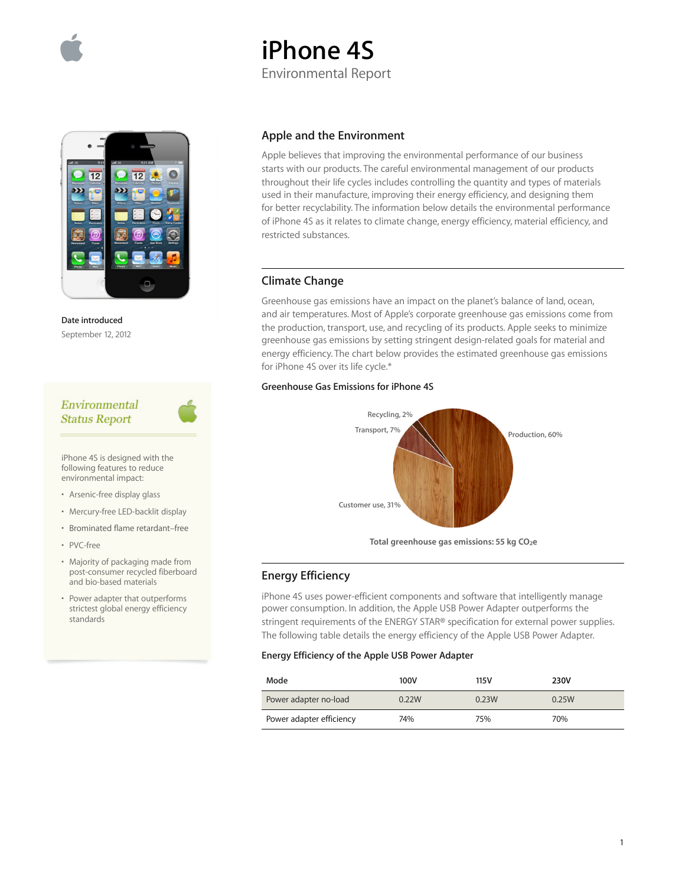# iPhone 4S

Environmental Report

**Date introduced**

September 12, 2012

### *Environmental Status Report*

iPhone 4S is designed with the following features to reduce environmental impact:

- Arsenic-free display glass
- Mercury-free LED-backlit display
- Brominated flame retardant–free
- PVC-free
- Majority of packaging made from post-consumer recycled fiberboard and bio-based materials
- Power adapter that outperforms strictest global energy efficiency standards

## Apple and the Environment

Apple believes that improving the environmental performance of our business starts with our products. The careful environmental management of our products throughout their life cycles includes controlling the quantity and types of materials used in their manufacture, improving their energy efficiency, and designing them for better recyclability. The information below details the environmental performance of iPhone 4S as it relates to climate change, energy efficiency, material efficiency, and restricted substances.

## Climate Change

Greenhouse gas emissions have an impact on the planet's balance of land, ocean, and air temperatures. Most of Apple's corporate greenhouse gas emissions come from the production, transport, use, and recycling of its products. Apple seeks to minimize greenhouse gas emissions by setting stringent design-related goals for material and energy efficiency. The chart below provides the estimated greenhouse gas emissions for iPhone 4S over its life cycle.*

**Greenhouse Gas Emissions for iPhone 4S**

Recycling, 2%

Transport, 7%

Production, 60%

Customer use, 31%

**Total greenhouse gas emissions: 55 kg $CO_2e$**

## Energy Efficiency

iPhone 4S uses power-efficient components and software that intelligently manage power consumption. In addition, the Apple USB Power Adapter outperforms the stringent requirements of the ENERGY STAR® specification for external power supplies. The following table details the energy efficiency of the Apple USB Power Adapter.

**Energy Efficiency of the Apple USB Power Adapter**

| Mode | 100V | 115V | 230V |
|---|---|---|---|
| Power adapter no-load | 0.22W | 0.23W | 0.25W |
| Power adapter efficiency | 74% | 75% | 70% |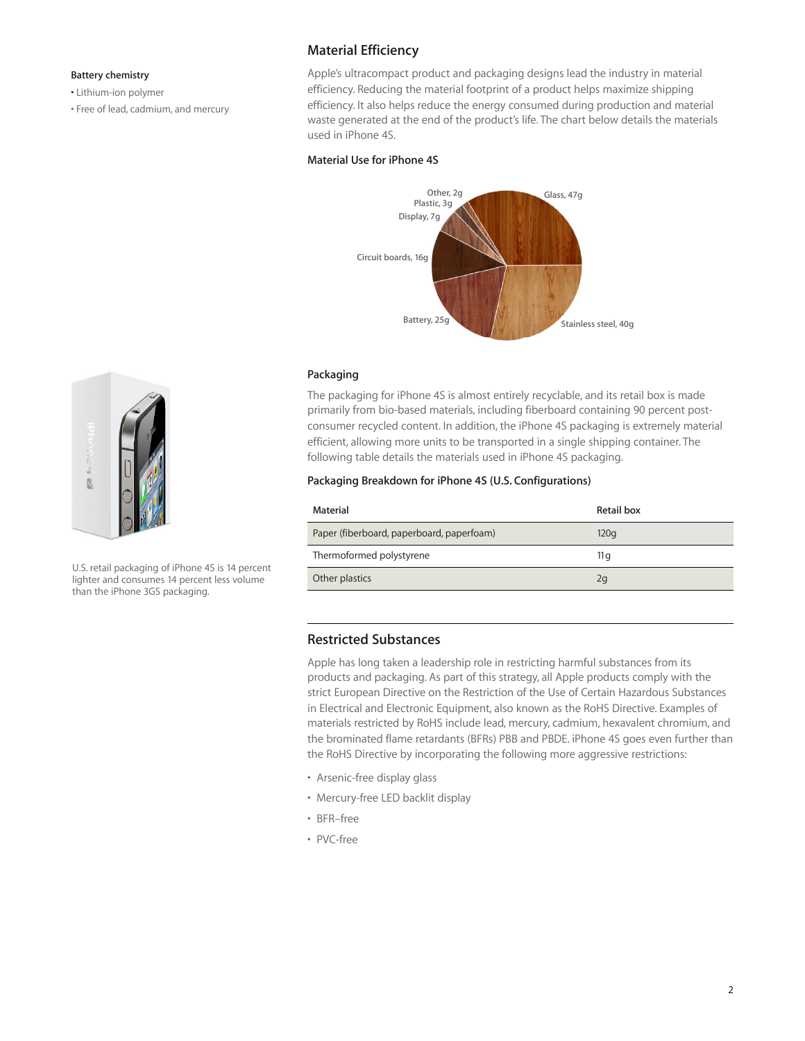**Battery chemistry**

- Lithium-ion polymer
- Free of lead, cadmium, and mercury

## Material Efficiency

Apple's ultracompact product and packaging designs lead the industry in material efficiency. Reducing the material footprint of a product helps maximize shipping efficiency. It also helps reduce the energy consumed during production and material waste generated at the end of the product's life. The chart below details the materials used in iPhone 4S.

### Material Use for iPhone 4S

Other, 2g
Plastic, 3g
Display, 7g
Circuit boards, 16g
Battery, 25g
Glass, 47g
Stainless steel, 40g

### Packaging

The packaging for iPhone 4S is almost entirely recyclable, and its retail box is made primarily from bio-based materials, including fiberboard containing 90 percent post-consumer recycled content. In addition, the iPhone 4S packaging is extremely material efficient, allowing more units to be transported in a single shipping container. The following table details the materials used in iPhone 4S packaging.

U.S. retail packaging of iPhone 4S is 14 percent lighter and consumes 14 percent less volume than the iPhone 3GS packaging.

### Packaging Breakdown for iPhone 4S (U.S. Configurations)

| Material | Retail box |
|---|---|
| Paper (fiberboard, paperboard, paperfoam) | 120g |
| Thermoformed polystyrene | 11g |
| Other plastics | 2g |

## Restricted Substances

Apple has long taken a leadership role in restricting harmful substances from its products and packaging. As part of this strategy, all Apple products comply with the strict European Directive on the Restriction of the Use of Certain Hazardous Substances in Electrical and Electronic Equipment, also known as the RoHS Directive. Examples of materials restricted by RoHS include lead, mercury, cadmium, hexavalent chromium, and the brominated flame retardants (BFRs) PBB and PBDE. iPhone 4S goes even further than the RoHS Directive by incorporating the following more aggressive restrictions:

- Arsenic-free display glass
- Mercury-free LED backlit display
- BFR–free
- PVC-free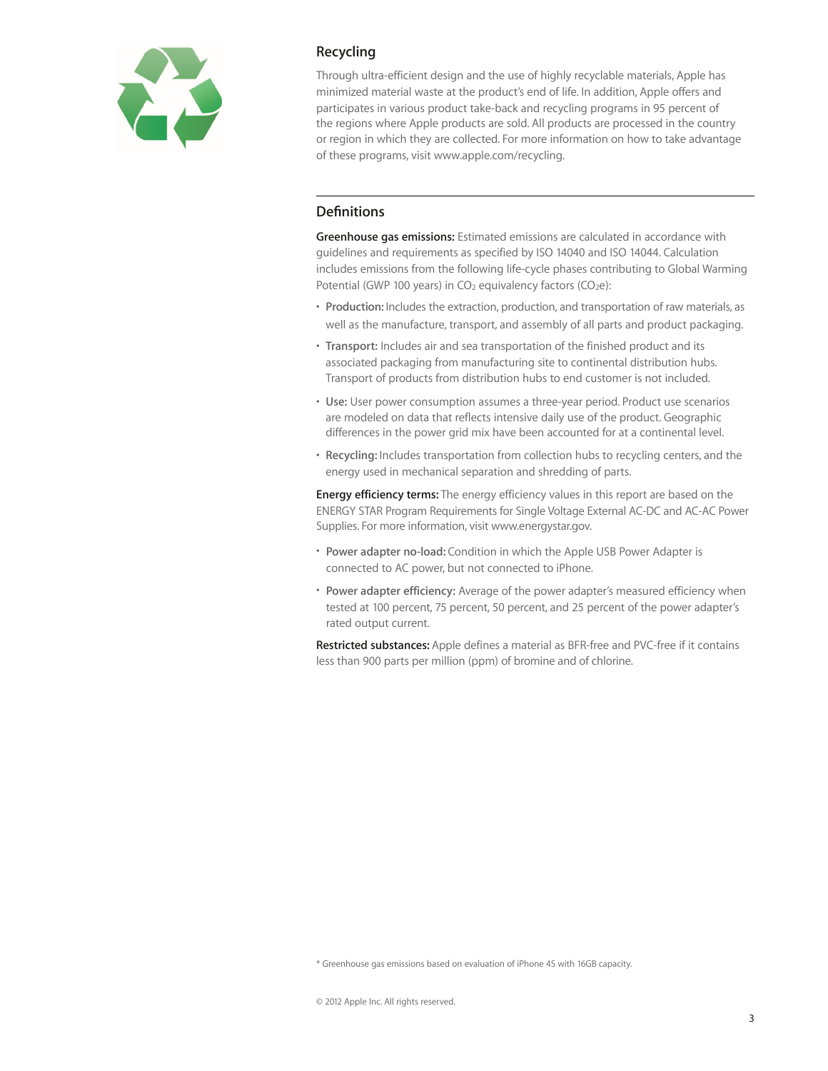## Recycling

Through ultra-efficient design and the use of highly recyclable materials, Apple has minimized material waste at the product's end of life. In addition, Apple offers and participates in various product take-back and recycling programs in 95 percent of the regions where Apple products are sold. All products are processed in the country or region in which they are collected. For more information on how to take advantage of these programs, visit www.apple.com/recycling.

## Definitions

**Greenhouse gas emissions:** Estimated emissions are calculated in accordance with guidelines and requirements as specified by ISO 14040 and ISO 14044. Calculation includes emissions from the following life-cycle phases contributing to Global Warming Potential (GWP 100 years) in $CO_2$ equivalency factors ($CO_2e$):

- **Production:** Includes the extraction, production, and transportation of raw materials, as well as the manufacture, transport, and assembly of all parts and product packaging.
- **Transport:** Includes air and sea transportation of the finished product and its associated packaging from manufacturing site to continental distribution hubs. Transport of products from distribution hubs to end customer is not included.
- **Use:** User power consumption assumes a three-year period. Product use scenarios are modeled on data that reflects intensive daily use of the product. Geographic differences in the power grid mix have been accounted for at a continental level.
- **Recycling:** Includes transportation from collection hubs to recycling centers, and the energy used in mechanical separation and shredding of parts.

**Energy efficiency terms:** The energy efficiency values in this report are based on the ENERGY STAR Program Requirements for Single Voltage External AC-DC and AC-AC Power Supplies. For more information, visit www.energystar.gov.

- **Power adapter no-load:** Condition in which the Apple USB Power Adapter is connected to AC power, but not connected to iPhone.
- **Power adapter efficiency:** Average of the power adapter's measured efficiency when tested at 100 percent, 75 percent, 50 percent, and 25 percent of the power adapter's rated output current.

**Restricted substances:** Apple defines a material as BFR-free and PVC-free if it contains less than 900 parts per million (ppm) of bromine and of chlorine.

* Greenhouse gas emissions based on evaluation of iPhone 4S with 16GB capacity.

© 2012 Apple Inc. All rights reserved.